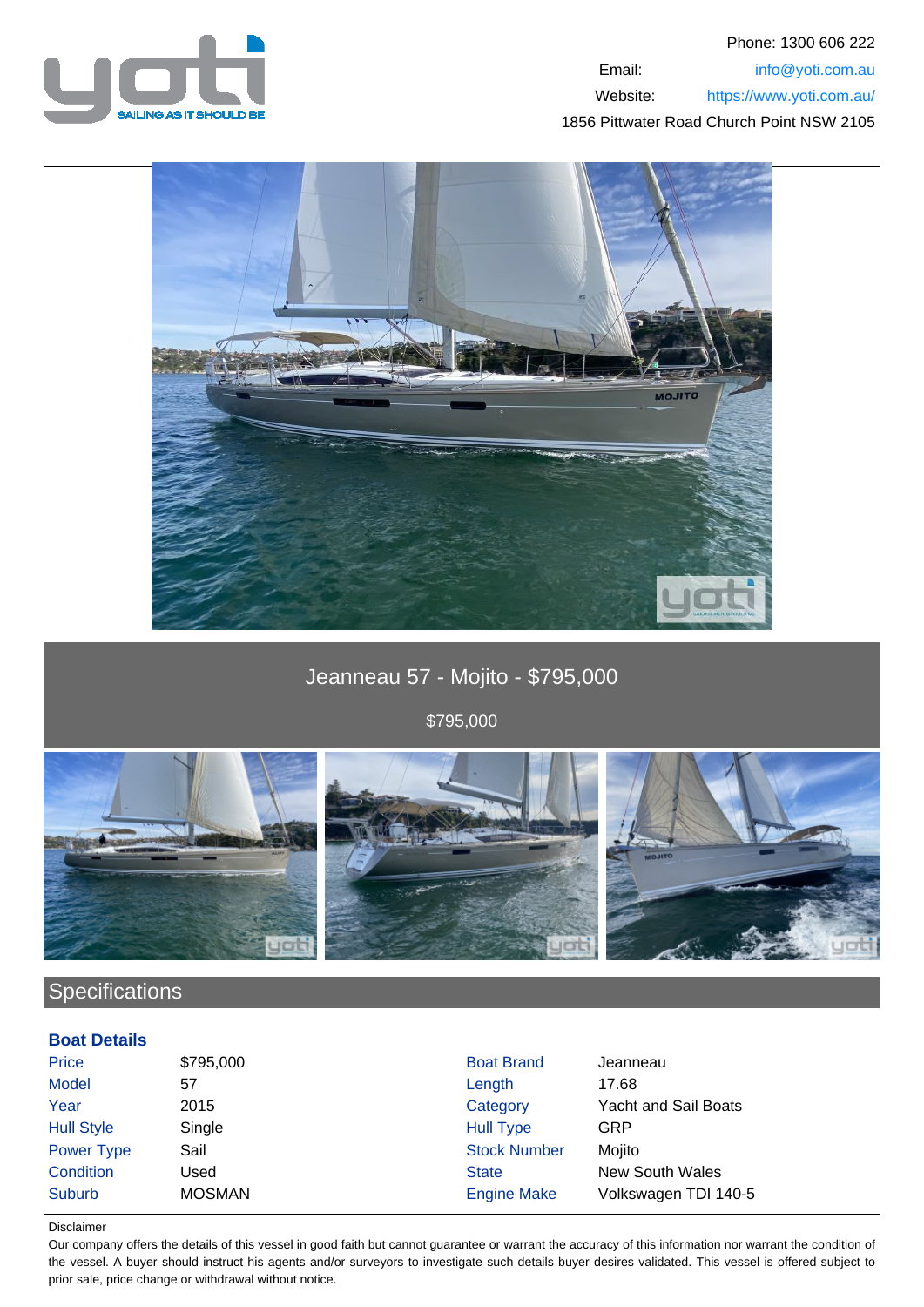Phone: 1300 606 222

Email: info@yoti.com.au

Website: https://www.yoti.com.au/

1856 Pittwater Road Church Point NSW 2105

# Jeanneau 57 - Mojito - $795,000

$795,000

## Specifications

### Boat Details

| | | | |
|---|---|---|---|
| Price | $795,000 | Boat Brand | Jeanneau |
| Model | 57 | Length | 17.68 |
| Year | 2015 | Category | Yacht and Sail Boats |
| Hull Style | Single | Hull Type | GRP |
| Power Type | Sail | Stock Number | Mojito |
| Condition | Used | State | New South Wales |
| Suburb | MOSMAN | Engine Make | Volkswagen TDI 140-5 |

Disclaimer

Our company offers the details of this vessel in good faith but cannot guarantee or warrant the accuracy of this information nor warrant the condition of the vessel. A buyer should instruct his agents and/or surveyors to investigate such details buyer desires validated. This vessel is offered subject to prior sale, price change or withdrawal without notice.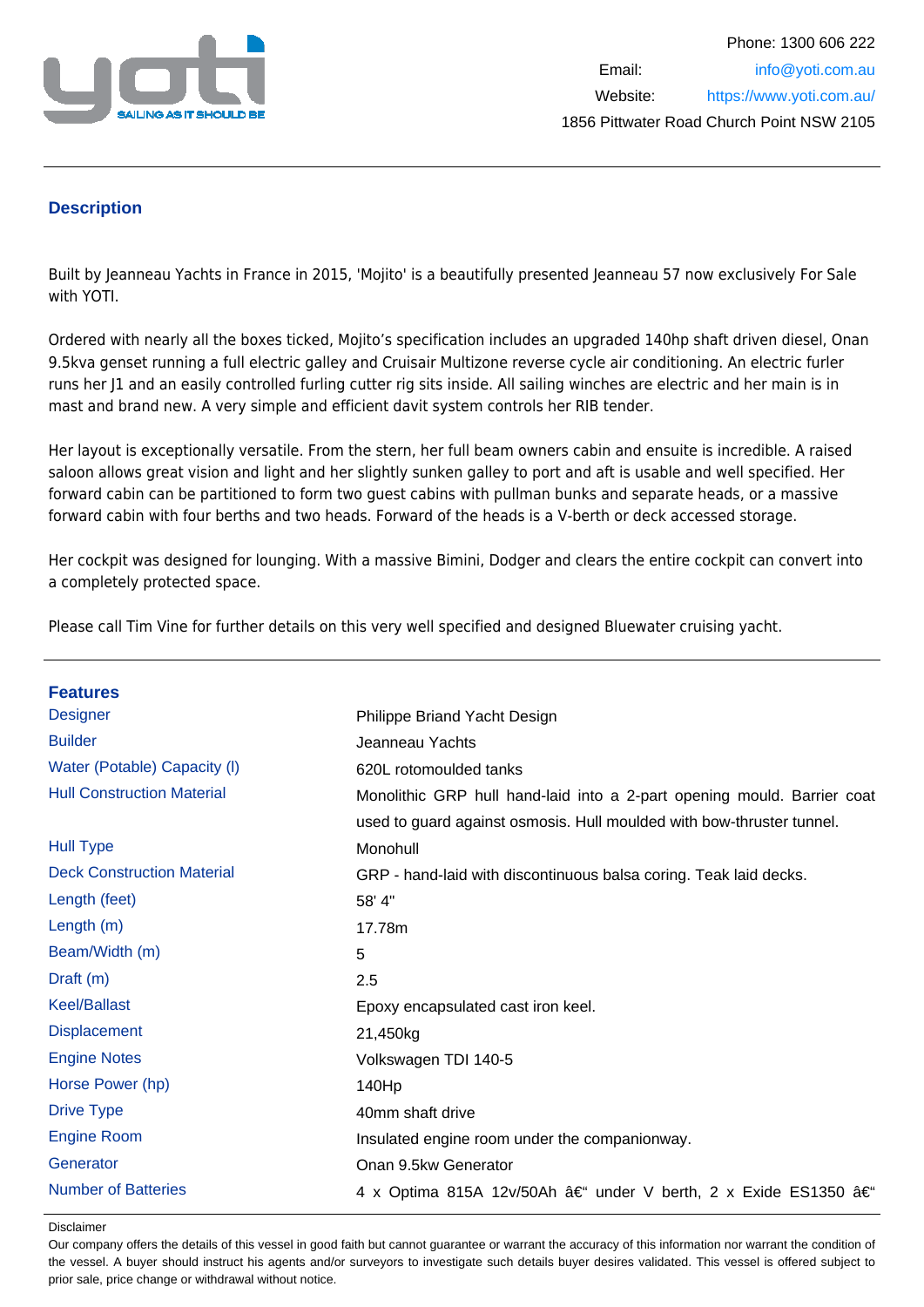Phone: 1300 606 222

Email: info@yoti.com.au

Website: https://www.yoti.com.au/

1856 Pittwater Road Church Point NSW 2105

## Description

Built by Jeanneau Yachts in France in 2015, 'Mojito' is a beautifully presented Jeanneau 57 now exclusively For Sale with YOTI.

Ordered with nearly all the boxes ticked, Mojito's specification includes an upgraded 140hp shaft driven diesel, Onan 9.5kva genset running a full electric galley and Cruisair Multizone reverse cycle air conditioning. An electric furler runs her J1 and an easily controlled furling cutter rig sits inside. All sailing winches are electric and her main is in mast and brand new. A very simple and efficient davit system controls her RIB tender.

Her layout is exceptionally versatile. From the stern, her full beam owners cabin and ensuite is incredible. A raised saloon allows great vision and light and her slightly sunken galley to port and aft is usable and well specified. Her forward cabin can be partitioned to form two guest cabins with pullman bunks and separate heads, or a massive forward cabin with four berths and two heads. Forward of the heads is a V-berth or deck accessed storage.

Her cockpit was designed for lounging. With a massive Bimini, Dodger and clears the entire cockpit can convert into a completely protected space.

Please call Tim Vine for further details on this very well specified and designed Bluewater cruising yacht.

## Features

| | |
|---|---|
| Designer | Philippe Briand Yacht Design |
| Builder | Jeanneau Yachts |
| Water (Potable) Capacity (l) | 620L rotomoulded tanks |
| Hull Construction Material | Monolithic GRP hull hand-laid into a 2-part opening mould. Barrier coat used to guard against osmosis. Hull moulded with bow-thruster tunnel. |
| Hull Type | Monohull |
| Deck Construction Material | GRP - hand-laid with discontinuous balsa coring. Teak laid decks. |
| Length (feet) | 58' 4" |
| Length (m) | 17.78m |
| Beam/Width (m) | 5 |
| Draft (m) | 2.5 |
| Keel/Ballast | Epoxy encapsulated cast iron keel. |
| Displacement | 21,450kg |
| Engine Notes | Volkswagen TDI 140-5 |
| Horse Power (hp) | 140Hp |
| Drive Type | 40mm shaft drive |
| Engine Room | Insulated engine room under the companionway. |
| Generator | Onan 9.5kw Generator |
| Number of Batteries | 4 x Optima 815A 12v/50Ah â€“ under V berth, 2 x Exide ES1350 â€“ |

Disclaimer

Our company offers the details of this vessel in good faith but cannot guarantee or warrant the accuracy of this information nor warrant the condition of the vessel. A buyer should instruct his agents and/or surveyors to investigate such details buyer desires validated. This vessel is offered subject to prior sale, price change or withdrawal without notice.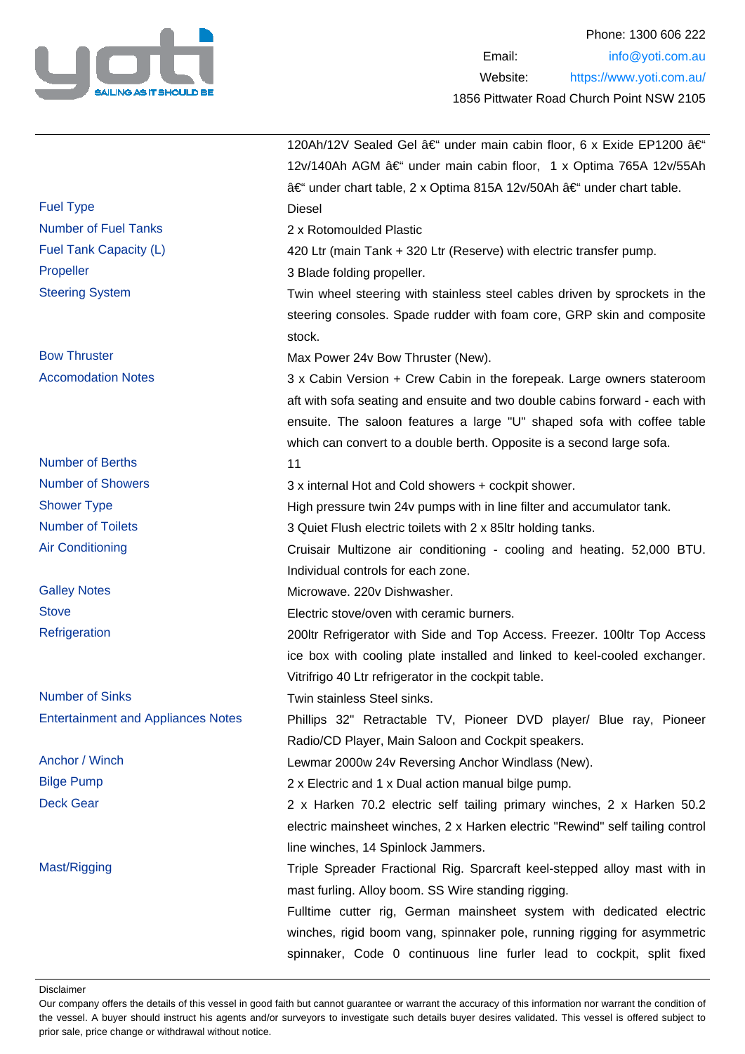Phone: 1300 606 222
Email: info@yoti.com.au
Website: https://www.yoti.com.au/
1856 Pittwater Road Church Point NSW 2105

| | |
|---|---|
| | 120Ah/12V Sealed Gel â€“ under main cabin floor, 6 x Exide EP1200 â€“ 12v/140Ah AGM â€“ under main cabin floor, 1 x Optima 765A 12v/55Ah â€“ under chart table, 2 x Optima 815A 12v/50Ah â€“ under chart table. |
| Fuel Type | Diesel |
| Number of Fuel Tanks | 2 x Rotomoulded Plastic |
| Fuel Tank Capacity (L) | 420 Ltr (main Tank + 320 Ltr (Reserve) with electric transfer pump. |
| Propeller | 3 Blade folding propeller. |
| Steering System | Twin wheel steering with stainless steel cables driven by sprockets in the steering consoles. Spade rudder with foam core, GRP skin and composite stock. |
| Bow Thruster | Max Power 24v Bow Thruster (New). |
| Accomodation Notes | 3 x Cabin Version + Crew Cabin in the forepeak. Large owners stateroom aft with sofa seating and ensuite and two double cabins forward - each with ensuite. The saloon features a large "U" shaped sofa with coffee table which can convert to a double berth. Opposite is a second large sofa. |
| Number of Berths | 11 |
| Number of Showers | 3 x internal Hot and Cold showers + cockpit shower. |
| Shower Type | High pressure twin 24v pumps with in line filter and accumulator tank. |
| Number of Toilets | 3 Quiet Flush electric toilets with 2 x 85ltr holding tanks. |
| Air Conditioning | Cruisair Multizone air conditioning - cooling and heating. 52,000 BTU. Individual controls for each zone. |
| Galley Notes | Microwave. 220v Dishwasher. |
| Stove | Electric stove/oven with ceramic burners. |
| Refrigeration | 200ltr Refrigerator with Side and Top Access. Freezer. 100ltr Top Access ice box with cooling plate installed and linked to keel-cooled exchanger. Vitrifrigo 40 Ltr refrigerator in the cockpit table. |
| Number of Sinks | Twin stainless Steel sinks. |
| Entertainment and Appliances Notes | Phillips 32" Retractable TV, Pioneer DVD player/ Blue ray, Pioneer Radio/CD Player, Main Saloon and Cockpit speakers. |
| Anchor / Winch | Lewmar 2000w 24v Reversing Anchor Windlass (New). |
| Bilge Pump | 2 x Electric and 1 x Dual action manual bilge pump. |
| Deck Gear | 2 x Harken 70.2 electric self tailing primary winches, 2 x Harken 50.2 electric mainsheet winches, 2 x Harken electric "Rewind" self tailing control line winches, 14 Spinlock Jammers. |
| Mast/Rigging | Triple Spreader Fractional Rig. Sparcraft keel-stepped alloy mast with in mast furling. Alloy boom. SS Wire standing rigging.<br>Fulltime cutter rig, German mainsheet system with dedicated electric winches, rigid boom vang, spinnaker pole, running rigging for asymmetric spinnaker, Code 0 continuous line furler lead to cockpit, split fixed |

Disclaimer

Our company offers the details of this vessel in good faith but cannot guarantee or warrant the accuracy of this information nor warrant the condition of the vessel. A buyer should instruct his agents and/or surveyors to investigate such details buyer desires validated. This vessel is offered subject to prior sale, price change or withdrawal without notice.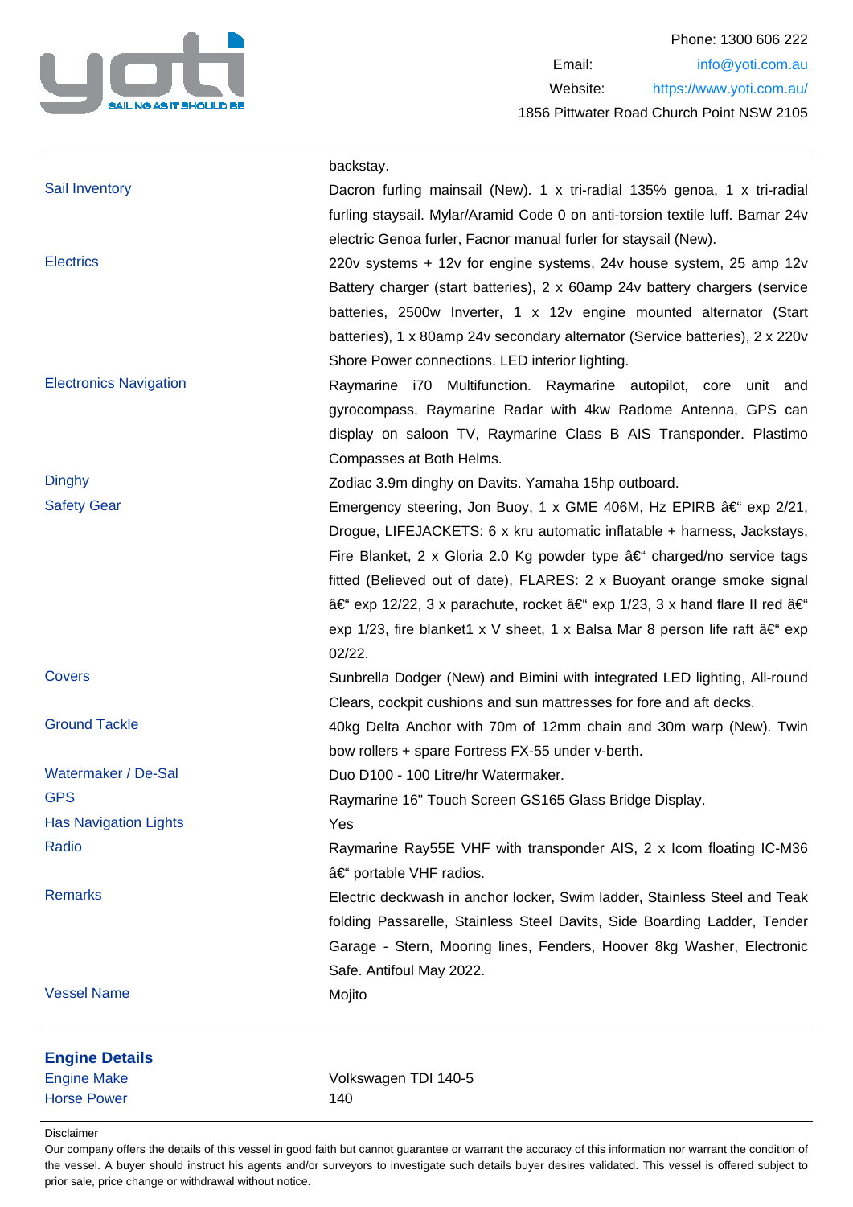| | |
|---|---|
| | backstay. |
| Sail Inventory | Dacron furling mainsail (New). 1 x tri-radial 135% genoa, 1 x tri-radial furling staysail. Mylar/Aramid Code 0 on anti-torsion textile luff. Bamar 24v electric Genoa furler, Facnor manual furler for staysail (New). |
| Electrics | 220v systems + 12v for engine systems, 24v house system, 25 amp 12v Battery charger (start batteries), 2 x 60amp 24v battery chargers (service batteries, 2500w Inverter, 1 x 12v engine mounted alternator (Start batteries), 1 x 80amp 24v secondary alternator (Service batteries), 2 x 220v Shore Power connections. LED interior lighting. |
| Electronics Navigation | Raymarine i70 Multifunction. Raymarine autopilot, core unit and gyrocompass. Raymarine Radar with 4kw Radome Antenna, GPS can display on saloon TV, Raymarine Class B AIS Transponder. Plastimo Compasses at Both Helms. |
| Dinghy | Zodiac 3.9m dinghy on Davits. Yamaha 15hp outboard. |
| Safety Gear | Emergency steering, Jon Buoy, 1 x GME 406M, Hz EPIRB â€“ exp 2/21, Drogue, LIFEJACKETS: 6 x kru automatic inflatable + harness, Jackstays, Fire Blanket, 2 x Gloria 2.0 Kg powder type â€“ charged/no service tags fitted (Believed out of date), FLARES: 2 x Buoyant orange smoke signal â€“ exp 12/22, 3 x parachute, rocket â€“ exp 1/23, 3 x hand flare II red â€“ exp 1/23, fire blanket1 x V sheet, 1 x Balsa Mar 8 person life raft â€“ exp 02/22. |
| Covers | Sunbrella Dodger (New) and Bimini with integrated LED lighting, All-round Clears, cockpit cushions and sun mattresses for fore and aft decks. |
| Ground Tackle | 40kg Delta Anchor with 70m of 12mm chain and 30m warp (New). Twin bow rollers + spare Fortress FX-55 under v-berth. |
| Watermaker / De-Sal | Duo D100 - 100 Litre/hr Watermaker. |
| GPS | Raymarine 16" Touch Screen GS165 Glass Bridge Display. |
| Has Navigation Lights | Yes |
| Radio | Raymarine Ray55E VHF with transponder AIS, 2 x Icom floating IC-M36 â€“ portable VHF radios. |
| Remarks | Electric deckwash in anchor locker, Swim ladder, Stainless Steel and Teak folding Passarelle, Stainless Steel Davits, Side Boarding Ladder, Tender Garage - Stern, Mooring lines, Fenders, Hoover 8kg Washer, Electronic Safe. Antifoul May 2022. |
| Vessel Name | Mojito |

## Engine Details

| | |
|---|---|
| Engine Make | Volkswagen TDI 140-5 |
| Horse Power | 140 |

Disclaimer

Our company offers the details of this vessel in good faith but cannot guarantee or warrant the accuracy of this information nor warrant the condition of the vessel. A buyer should instruct his agents and/or surveyors to investigate such details buyer desires validated. This vessel is offered subject to prior sale, price change or withdrawal without notice.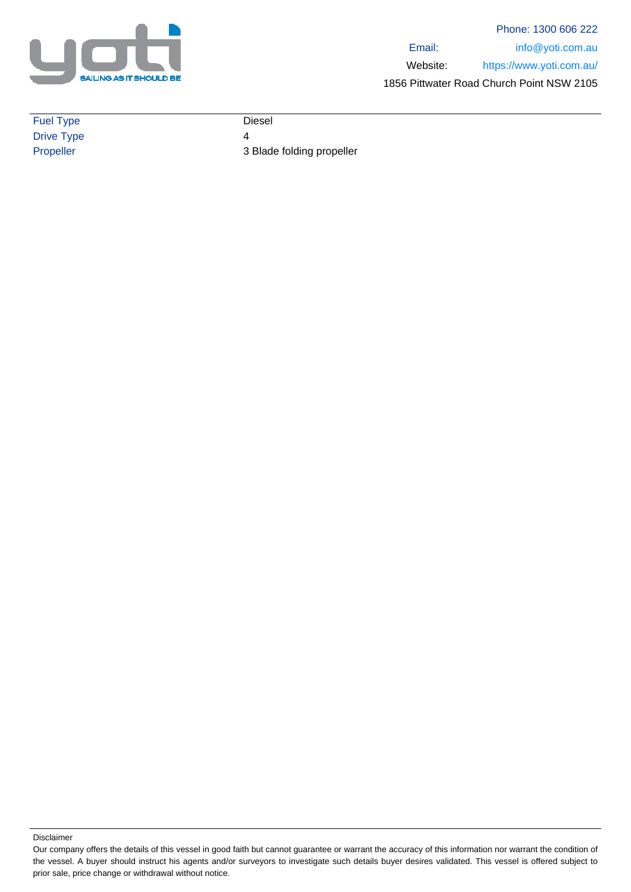Phone: 1300 606 222

Email: info@yoti.com.au

Website: https://www.yoti.com.au/

1856 Pittwater Road Church Point NSW 2105

| | |
|---|---|
| Fuel Type | Diesel |
| Drive Type | 4 |
| Propeller | 3 Blade folding propeller |

Disclaimer

Our company offers the details of this vessel in good faith but cannot guarantee or warrant the accuracy of this information nor warrant the condition of the vessel. A buyer should instruct his agents and/or surveyors to investigate such details buyer desires validated. This vessel is offered subject to prior sale, price change or withdrawal without notice.